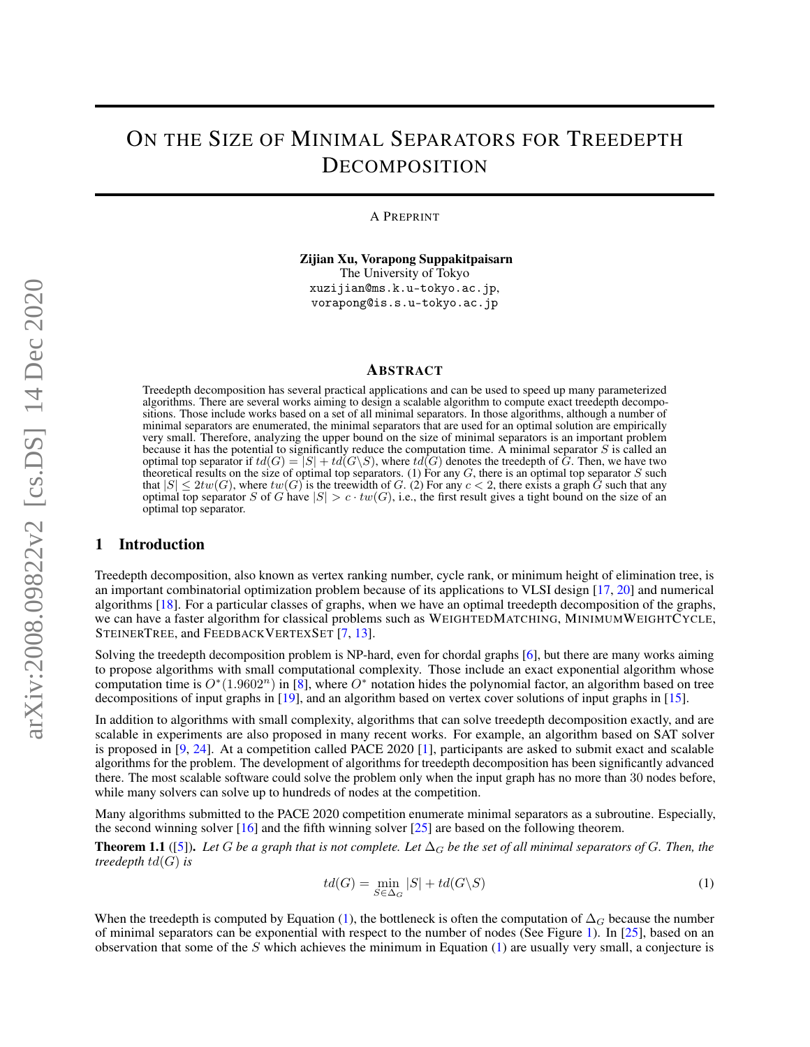# On the Size of Minimal Separators for Treedepth Decomposition

A Preprint

**Zijian Xu, Vorapong Suppakitpaisarn**
The University of Tokyo
xuzijian@ms.k.u-tokyo.ac.jp,
vorapong@is.s.u-tokyo.ac.jp

## Abstract

Treedepth decomposition has several practical applications and can be used to speed up many parameterized algorithms. There are several works aiming to design a scalable algorithm to compute exact treedepth decompositions. Those include works based on a set of all minimal separators. In those algorithms, although a number of minimal separators are enumerated, the minimal separators that are used for an optimal solution are empirically very small. Therefore, analyzing the upper bound on the size of minimal separators is an important problem because it has the potential to significantly reduce the computation time. A minimal separator $S$ is called an optimal top separator if $td(G) = |S| + td(G \backslash S)$, where $td(G)$ denotes the treedepth of $G$. Then, we have two theoretical results on the size of optimal top separators. (1) For any $G$, there is an optimal top separator $S$ such that $|S| \leq 2tw(G)$, where $tw(G)$ is the treewidth of $G$. (2) For any $c < 2$, there exists a graph $G$ such that any optimal top separator $S$ of $G$ have $|S| > c \cdot tw(G)$, i.e., the first result gives a tight bound on the size of an optimal top separator.

## 1 Introduction

Treedepth decomposition, also known as vertex ranking number, cycle rank, or minimum height of elimination tree, is an important combinatorial optimization problem because of its applications to VLSI design [17, 20] and numerical algorithms [18]. For a particular classes of graphs, when we have an optimal treedepth decomposition of the graphs, we can have a faster algorithm for classical problems such as WeightedMatching, MinimumWeightCycle, SteinerTree, and FeedbackVertexSet [7, 13].

Solving the treedepth decomposition problem is NP-hard, even for chordal graphs [6], but there are many works aiming to propose algorithms with small computational complexity. Those include an exact exponential algorithm whose computation time is $O^*(1.9602^n)$ in [8], where $O^*$ notation hides the polynomial factor, an algorithm based on tree decompositions of input graphs in [19], and an algorithm based on vertex cover solutions of input graphs in [15].

In addition to algorithms with small complexity, algorithms that can solve treedepth decomposition exactly, and are scalable in experiments are also proposed in many recent works. For example, an algorithm based on SAT solver is proposed in [9, 24]. At a competition called PACE 2020 [1], participants are asked to submit exact and scalable algorithms for the problem. The development of algorithms for treedepth decomposition has been significantly advanced there. The most scalable software could solve the problem only when the input graph has no more than 30 nodes before, while many solvers can solve up to hundreds of nodes at the competition.

Many algorithms submitted to the PACE 2020 competition enumerate minimal separators as a subroutine. Especially, the second winning solver [16] and the fifth winning solver [25] are based on the following theorem.

**Theorem 1.1** ([5]). *Let $G$ be a graph that is not complete. Let $\Delta_G$ be the set of all minimal separators of $G$. Then, the treedepth $td(G)$ is*

$$td(G) = \min_{S \in \Delta_G} |S| + td(G \backslash S) \tag{1}$$

When the treedepth is computed by Equation (1), the bottleneck is often the computation of $\Delta_G$ because the number of minimal separators can be exponential with respect to the number of nodes (See Figure 1). In [25], based on an observation that some of the $S$ which achieves the minimum in Equation (1) are usually very small, a conjecture is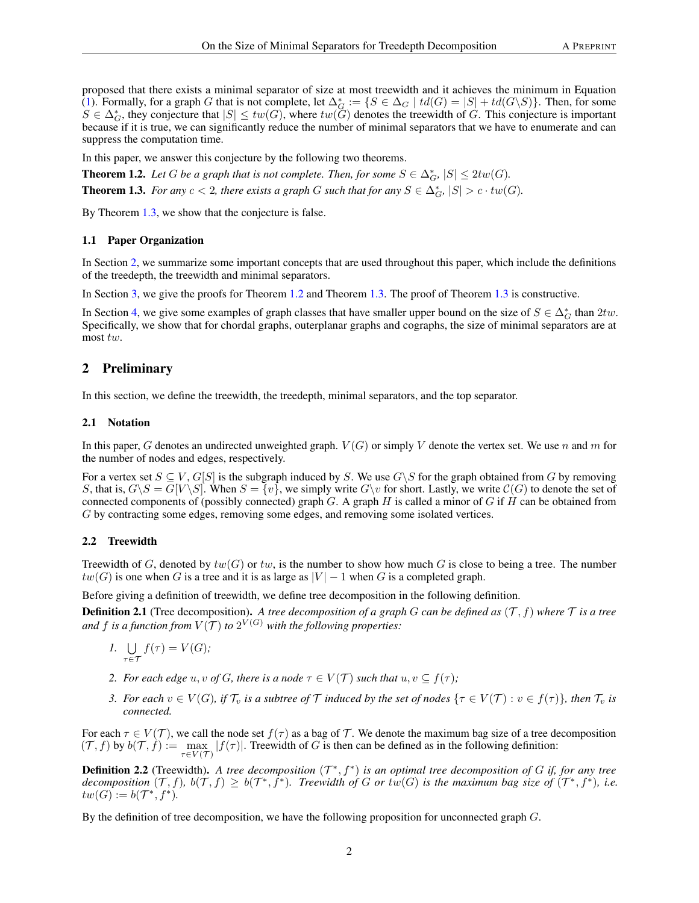proposed that there exists a minimal separator of size at most treewidth and it achieves the minimum in Equation (1). Formally, for a graph $G$ that is not complete, let $\Delta_G^* := \{S \in \Delta_G \mid td(G) = |S| + td(G \backslash S)\}$. Then, for some $S \in \Delta_G^*$, they conjecture that $|S| \leq tw(G)$, where $tw(G)$ denotes the treewidth of $G$. This conjecture is important because if it is true, we can significantly reduce the number of minimal separators that we have to enumerate and can suppress the computation time.

In this paper, we answer this conjecture by the following two theorems.

**Theorem 1.2.** *Let $G$ be a graph that is not complete. Then, for some $S \in \Delta_G^*$, $|S| \leq 2tw(G)$.*

**Theorem 1.3.** *For any $c < 2$, there exists a graph $G$ such that for any $S \in \Delta_G^*$, $|S| > c \cdot tw(G)$.*

By Theorem 1.3, we show that the conjecture is false.

### 1.1 Paper Organization

In Section 2, we summarize some important concepts that are used throughout this paper, which include the definitions of the treedepth, the treewidth and minimal separators.

In Section 3, we give the proofs for Theorem 1.2 and Theorem 1.3. The proof of Theorem 1.3 is constructive.

In Section 4, we give some examples of graph classes that have smaller upper bound on the size of $S \in \Delta_G^*$ than $2tw$. Specifically, we show that for chordal graphs, outerplanar graphs and cographs, the size of minimal separators are at most $tw$.

## 2 Preliminary

In this section, we define the treewidth, the treedepth, minimal separators, and the top separator.

### 2.1 Notation

In this paper, $G$ denotes an undirected unweighted graph. $V(G)$ or simply $V$ denote the vertex set. We use $n$ and $m$ for the number of nodes and edges, respectively.

For a vertex set $S \subseteq V$, $G[S]$ is the subgraph induced by $S$. We use $G \backslash S$ for the graph obtained from $G$ by removing $S$, that is, $G \backslash S = G[V \backslash S]$. When $S = \{v\}$, we simply write $G \backslash v$ for short. Lastly, we write $\mathcal{C}(G)$ to denote the set of connected components of (possibly connected) graph $G$. A graph $H$ is called a minor of $G$ if $H$ can be obtained from $G$ by contracting some edges, removing some edges, and removing some isolated vertices.

### 2.2 Treewidth

Treewidth of $G$, denoted by $tw(G)$ or $tw$, is the number to show how much $G$ is close to being a tree. The number $tw(G)$ is one when $G$ is a tree and it is as large as $|V| - 1$ when $G$ is a completed graph.

Before giving a definition of treewidth, we define tree decomposition in the following definition.

**Definition 2.1** (Tree decomposition). *A tree decomposition of a graph $G$ can be defined as $(\mathcal{T}, f)$ where $\mathcal{T}$ is a tree and $f$ is a function from $V(\mathcal{T})$ to $2^{V(G)}$ with the following properties:*

1. $\bigcup_{\tau \in \mathcal{T}} f(\tau) = V(G)$*;*
2. *For each edge $u, v$ of $G$, there is a node $\tau \in V(\mathcal{T})$ such that $u, v \subseteq f(\tau)$;*
3. *For each $v \in V(G)$, if $\mathcal{T}_v$ is a subtree of $\mathcal{T}$ induced by the set of nodes $\{\tau \in V(\mathcal{T}) : v \in f(\tau)\}$, then $\mathcal{T}_v$ is connected.*

For each $\tau \in V(\mathcal{T})$, we call the node set $f(\tau)$ as a bag of $\mathcal{T}$. We denote the maximum bag size of a tree decomposition $(\mathcal{T}, f)$ by $b(\mathcal{T}, f) := \max_{\tau \in V(\mathcal{T})} |f(\tau)|$. Treewidth of $G$ is then can be defined as in the following definition.

**Definition 2.2** (Treewidth). *A tree decomposition $(\mathcal{T}^*, f^*)$ is an optimal tree decomposition of $G$ if, for any tree decomposition $(\mathcal{T}, f)$, $b(\mathcal{T}, f) \geq b(\mathcal{T}^*, f^*)$. Treewidth of $G$ or $tw(G)$ is the maximum bag size of $(\mathcal{T}^*, f^*)$, i.e. $tw(G) := b(\mathcal{T}^*, f^*)$.*

By the definition of tree decomposition, we have the following proposition for unconnected graph $G$.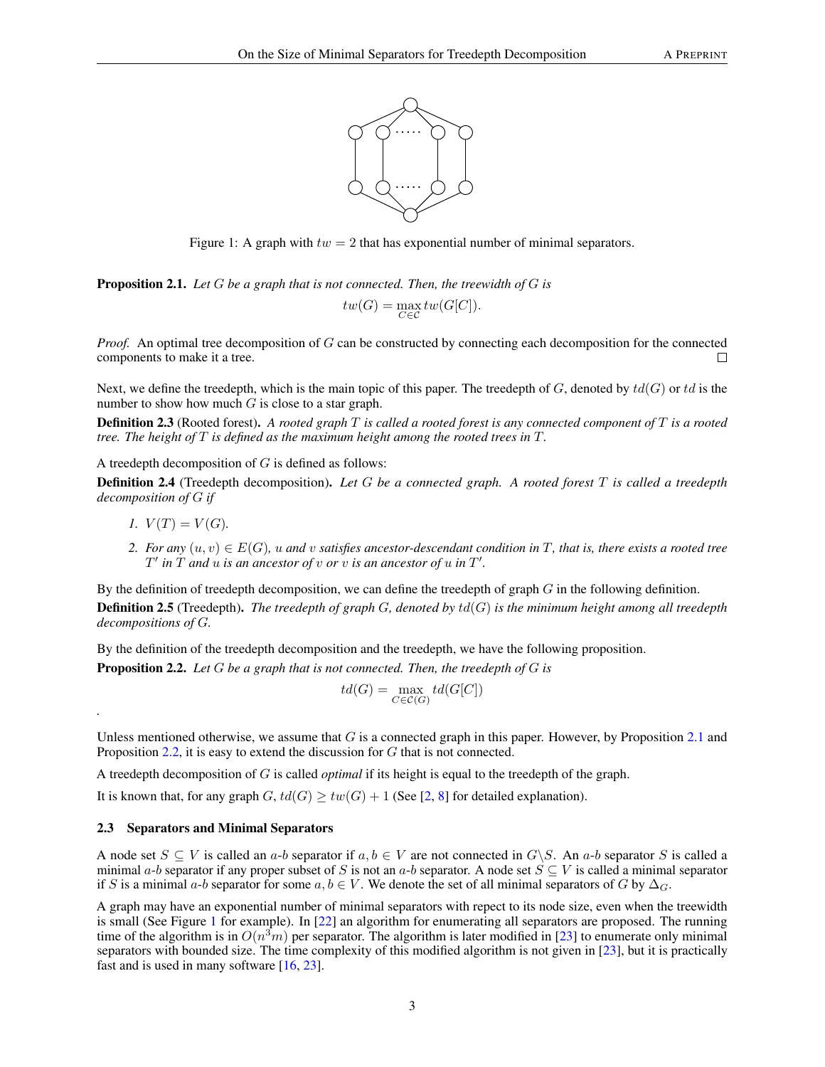Figure 1: A graph with $tw = 2$ that has exponential number of minimal separators.

**Proposition 2.1.** *Let $G$ be a graph that is not connected. Then, the treewidth of $G$ is*

$$tw(G) = \max_{C \in \mathcal{C}} tw(G[C]).$$

*Proof.* An optimal tree decomposition of $G$ can be constructed by connecting each decomposition for the connected components to make it a tree. □

Next, we define the treedepth, which is the main topic of this paper. The treedepth of $G$, denoted by $td(G)$ or $td$ is the number to show how much $G$ is close to a star graph.

**Definition 2.3** (Rooted forest). *A rooted graph $T$ is called a rooted forest is any connected component of $T$ is a rooted tree. The height of $T$ is defined as the maximum height among the rooted trees in $T$.*

A treedepth decomposition of $G$ is defined as follows:

**Definition 2.4** (Treedepth decomposition). *Let $G$ be a connected graph. A rooted forest $T$ is called a treedepth decomposition of $G$ if*

1. *$V(T) = V(G)$.*
2. *For any $(u, v) \in E(G)$, $u$ and $v$ satisfies ancestor-descendant condition in $T$, that is, there exists a rooted tree $T'$ in $T$ and $u$ is an ancestor of $v$ or $v$ is an ancestor of $u$ in $T'$.*

By the definition of treedepth decomposition, we can define the treedepth of graph $G$ in the following definition.

**Definition 2.5** (Treedepth). *The treedepth of graph $G$, denoted by $td(G)$ is the minimum height among all treedepth decompositions of $G$.*

By the definition of the treedepth decomposition and the treedepth, we have the following proposition.

**Proposition 2.2.** *Let $G$ be a graph that is not connected. Then, the treedepth of $G$ is*

$$td(G) = \max_{C \in \mathcal{C}(G)} td(G[C])$$

.

Unless mentioned otherwise, we assume that $G$ is a connected graph in this paper. However, by Proposition 2.1 and Proposition 2.2, it is easy to extend the discussion for $G$ that is not connected.

A treedepth decomposition of $G$ is called *optimal* if its height is equal to the treedepth of the graph.

It is known that, for any graph $G$, $td(G) \geq tw(G) + 1$ (See [2, 8] for detailed explanation).

### 2.3 Separators and Minimal Separators

A node set $S \subseteq V$ is called an $a$-$b$ separator if $a, b \in V$ are not connected in $G \backslash S$. An $a$-$b$ separator $S$ is called a minimal $a$-$b$ separator if any proper subset of $S$ is not an $a$-$b$ separator. A node set $S \subseteq V$ is called a minimal separator if $S$ is a minimal $a$-$b$ separator for some $a, b \in V$. We denote the set of all minimal separators of $G$ by $\Delta_G$.

A graph may have an exponential number of minimal separators with repect to its node size, even when the treewidth is small (See Figure 1 for example). In [22] an algorithm for enumerating all separators are proposed. The running time of the algorithm is in $O(n^3 m)$ per separator. The algorithm is later modified in [23] to enumerate only minimal separators with bounded size. The time complexity of this modified algorithm is not given in [23], but it is practically fast and is used in many software [16, 23].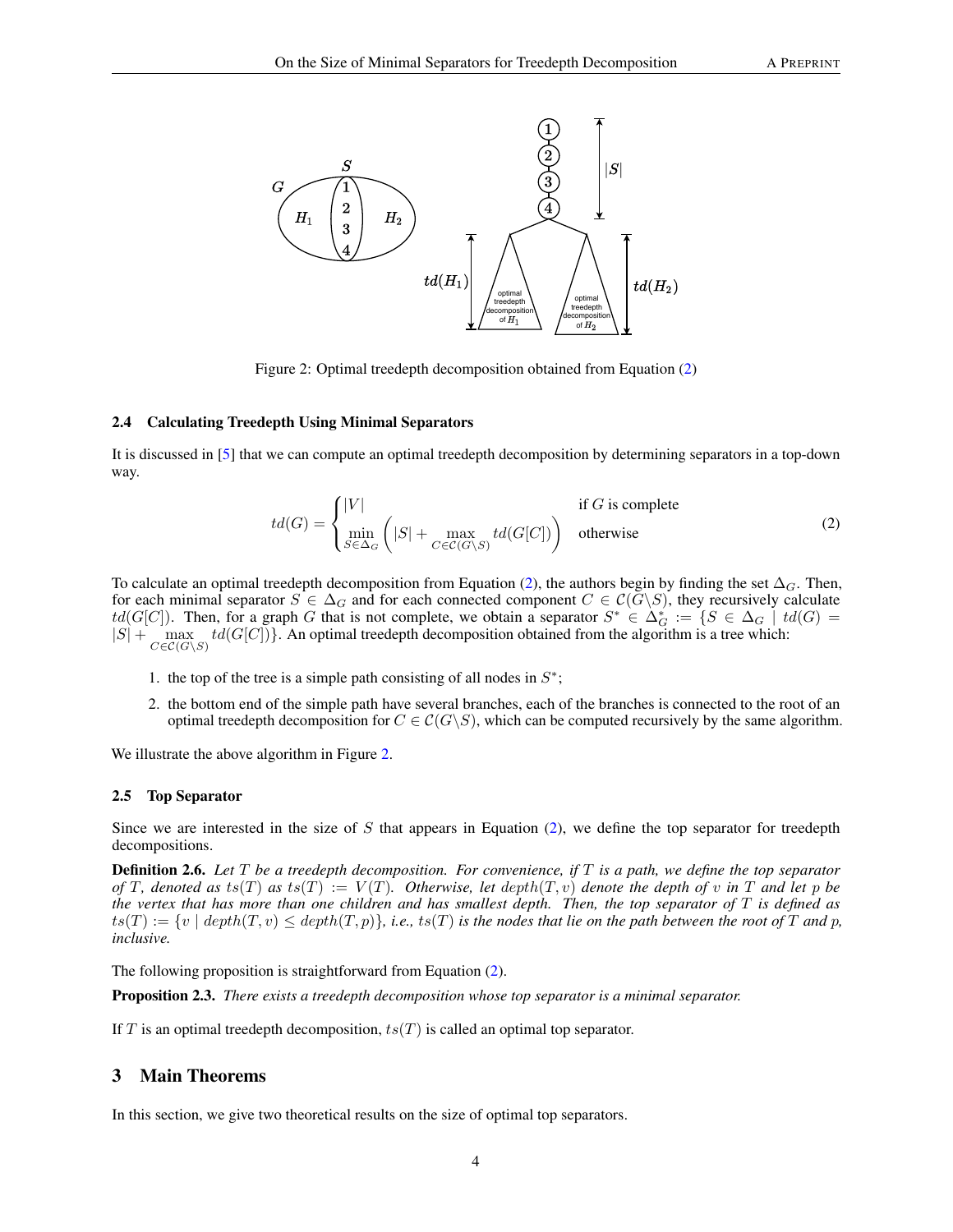Figure 2: Optimal treedepth decomposition obtained from Equation (2)

### 2.4 Calculating Treedepth Using Minimal Separators

It is discussed in [5] that we can compute an optimal treedepth decomposition by determining separators in a top-down way.

$$td(G) = \begin{cases} |V| & \text{if } G \text{ is complete} \\ \min_{S \in \Delta_G} \left( |S| + \max_{C \in \mathcal{C}(G \setminus S)} td(G[C]) \right) & \text{otherwise} \end{cases} \tag{2}$$

To calculate an optimal treedepth decomposition from Equation (2), the authors begin by finding the set $\Delta_G$. Then, for each minimal separator $S \in \Delta_G$ and for each connected component $C \in \mathcal{C}(G \setminus S)$, they recursively calculate $td(G[C])$. Then, for a graph $G$ that is not complete, we obtain a separator $S^* \in \Delta_G^* := \{S \in \Delta_G \mid td(G) = |S| + \max_{C \in \mathcal{C}(G \setminus S)} td(G[C])\}$. An optimal treedepth decomposition obtained from the algorithm is a tree which:

1. the top of the tree is a simple path consisting of all nodes in $S^*$;
2. the bottom end of the simple path have several branches, each of the branches is connected to the root of an optimal treedepth decomposition for $C \in \mathcal{C}(G \setminus S)$, which can be computed recursively by the same algorithm.

We illustrate the above algorithm in Figure 2.

### 2.5 Top Separator

Since we are interested in the size of $S$ that appears in Equation (2), we define the top separator for treedepth decompositions.

**Definition 2.6.** *Let $T$ be a treedepth decomposition. For convenience, if $T$ is a path, we define the top separator of $T$, denoted as $ts(T)$ as $ts(T) := V(T)$. Otherwise, let $depth(T, v)$ denote the depth of $v$ in $T$ and let $p$ be the vertex that has more than one children and has smallest depth. Then, the top separator of $T$ is defined as $ts(T) := \{v \mid depth(T, v) \leq depth(T, p)\}$, i.e., $ts(T)$ is the nodes that lie on the path between the root of $T$ and $p$, inclusive.*

The following proposition is straightforward from Equation (2).

**Proposition 2.3.** *There exists a treedepth decomposition whose top separator is a minimal separator.*

If $T$ is an optimal treedepth decomposition, $ts(T)$ is called an optimal top separator.

## 3 Main Theorems

In this section, we give two theoretical results on the size of optimal top separators.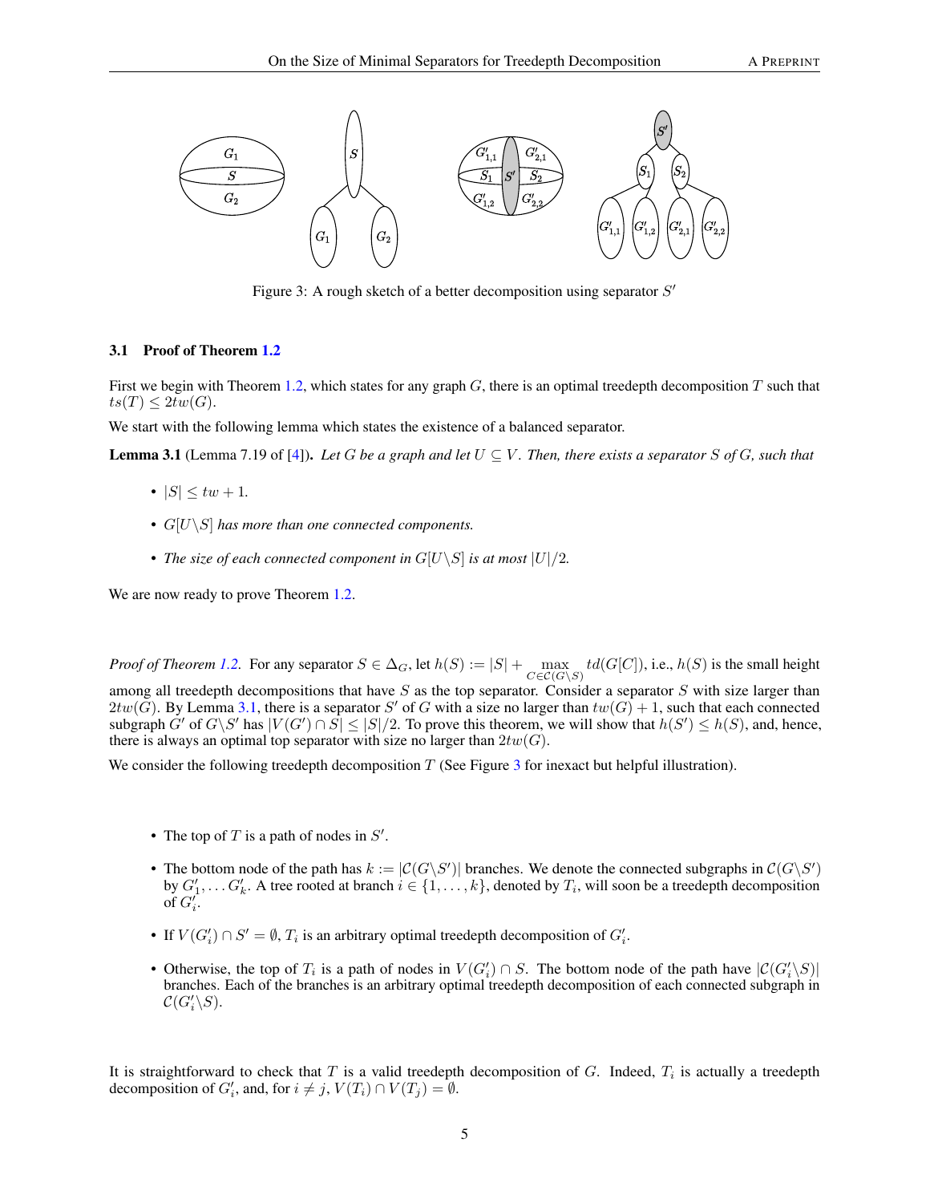Figure 3: A rough sketch of a better decomposition using separator $S'$

### 3.1 Proof of Theorem 1.2

First we begin with Theorem 1.2, which states for any graph $G$, there is an optimal treedepth decomposition $T$ such that $ts(T) \leq 2tw(G)$.

We start with the following lemma which states the existence of a balanced separator.

**Lemma 3.1** (Lemma 7.19 of [4])**.** *Let $G$ be a graph and let $U \subseteq V$. Then, there exists a separator $S$ of $G$, such that*

- $|S| \leq tw + 1$.
- *$G[U \backslash S]$ has more than one connected components.*
- *The size of each connected component in $G[U \backslash S]$ is at most $|U|/2$.*

We are now ready to prove Theorem 1.2.

*Proof of Theorem 1.2.* For any separator $S \in \Delta_G$, let $h(S) := |S| + \max_{C \in \mathcal{C}(G \backslash S)} td(G[C])$, i.e., $h(S)$ is the small height among all treedepth decompositions that have $S$ as the top separator. Consider a separator $S$ with size larger than $2tw(G)$. By Lemma 3.1, there is a separator $S'$ of $G$ with a size no larger than $tw(G) + 1$, such that each connected subgraph $G'$ of $G \backslash S'$ has $|V(G') \cap S| \leq |S|/2$. To prove this theorem, we will show that $h(S') \leq h(S)$, and, hence, there is always an optimal top separator with size no larger than $2tw(G)$.

We consider the following treedepth decomposition $T$ (See Figure 3 for inexact but helpful illustration).

- The top of $T$ is a path of nodes in $S'$.
- The bottom node of the path has $k := |\mathcal{C}(G \backslash S')|$ branches. We denote the connected subgraphs in $\mathcal{C}(G \backslash S')$ by $G'_1, \ldots G'_k$. A tree rooted at branch $i \in \{1, \ldots, k\}$, denoted by $T_i$, will soon be a treedepth decomposition of $G'_i$.
- If $V(G'_i) \cap S' = \emptyset$, $T_i$ is an arbitrary optimal treedepth decomposition of $G'_i$.
- Otherwise, the top of $T_i$ is a path of nodes in $V(G'_i) \cap S$. The bottom node of the path have $|\mathcal{C}(G'_i \backslash S)|$ branches. Each of the branches is an arbitrary optimal treedepth decomposition of each connected subgraph in $\mathcal{C}(G'_i \backslash S)$.

It is straightforward to check that $T$ is a valid treedepth decomposition of $G$. Indeed, $T_i$ is actually a treedepth decomposition of $G'_i$, and, for $i \neq j$, $V(T_i) \cap V(T_j) = \emptyset$.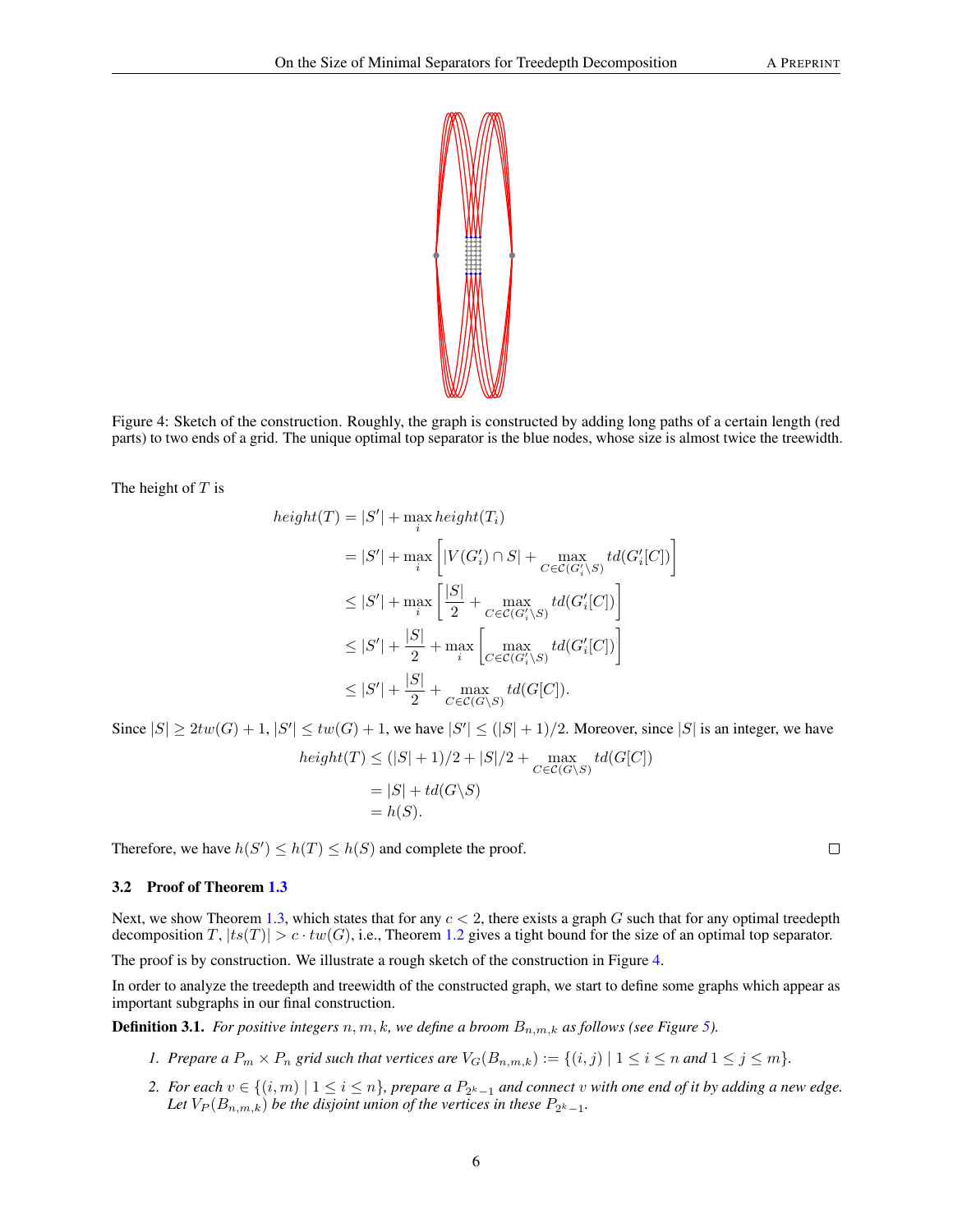Figure 4: Sketch of the construction. Roughly, the graph is constructed by adding long paths of a certain length (red parts) to two ends of a grid. The unique optimal top separator is the blue nodes, whose size is almost twice the treewidth.

The height of $T$ is

$$
\begin{aligned}
height(T) &= |S'| + \max_i height(T_i) \\
&= |S'| + \max_i \left[ |V(G'_i) \cap S| + \max_{C \in \mathcal{C}(G'_i \setminus S)} td(G'_i[C]) \right] \\
&\leq |S'| + \max_i \left[ \frac{|S|}{2} + \max_{C \in \mathcal{C}(G'_i \setminus S)} td(G'_i[C]) \right] \\
&\leq |S'| + \frac{|S|}{2} + \max_i \left[ \max_{C \in \mathcal{C}(G'_i \setminus S)} td(G'_i[C]) \right] \\
&\leq |S'| + \frac{|S|}{2} + \max_{C \in \mathcal{C}(G \setminus S)} td(G[C]).
\end{aligned}
$$

Since $|S| \geq 2tw(G) + 1$, $|S'| \leq tw(G) + 1$, we have $|S'| \leq (|S| + 1)/2$. Moreover, since $|S|$ is an integer, we have

$$
\begin{aligned}
height(T) &\leq (|S| + 1)/2 + |S|/2 + \max_{C \in \mathcal{C}(G \setminus S)} td(G[C]) \\
&= |S| + td(G \setminus S) \\
&= h(S).
\end{aligned}
$$

Therefore, we have $h(S') \leq h(T) \leq h(S)$ and complete the proof. □

### 3.2 Proof of Theorem 1.3

Next, we show Theorem 1.3, which states that for any $c < 2$, there exists a graph $G$ such that for any optimal treedepth decomposition $T$, $|ts(T)| > c \cdot tw(G)$, i.e., Theorem 1.2 gives a tight bound for the size of an optimal top separator.

The proof is by construction. We illustrate a rough sketch of the construction in Figure 4.

In order to analyze the treedepth and treewidth of the constructed graph, we start to define some graphs which appear as important subgraphs in our final construction.

**Definition 3.1.** *For positive integers $n, m, k$, we define a broom $B_{n,m,k}$ as follows (see Figure 5).*

1. *Prepare a $P_m \times P_n$ grid such that vertices are $V_G(B_{n,m,k}) := \{(i, j) \mid 1 \leq i \leq n \text{ and } 1 \leq j \leq m\}$.*
2. *For each $v \in \{(i, m) \mid 1 \leq i \leq n\}$, prepare a $P_{2^k - 1}$ and connect $v$ with one end of it by adding a new edge. Let $V_P(B_{n,m,k})$ be the disjoint union of the vertices in these $P_{2^k - 1}$.*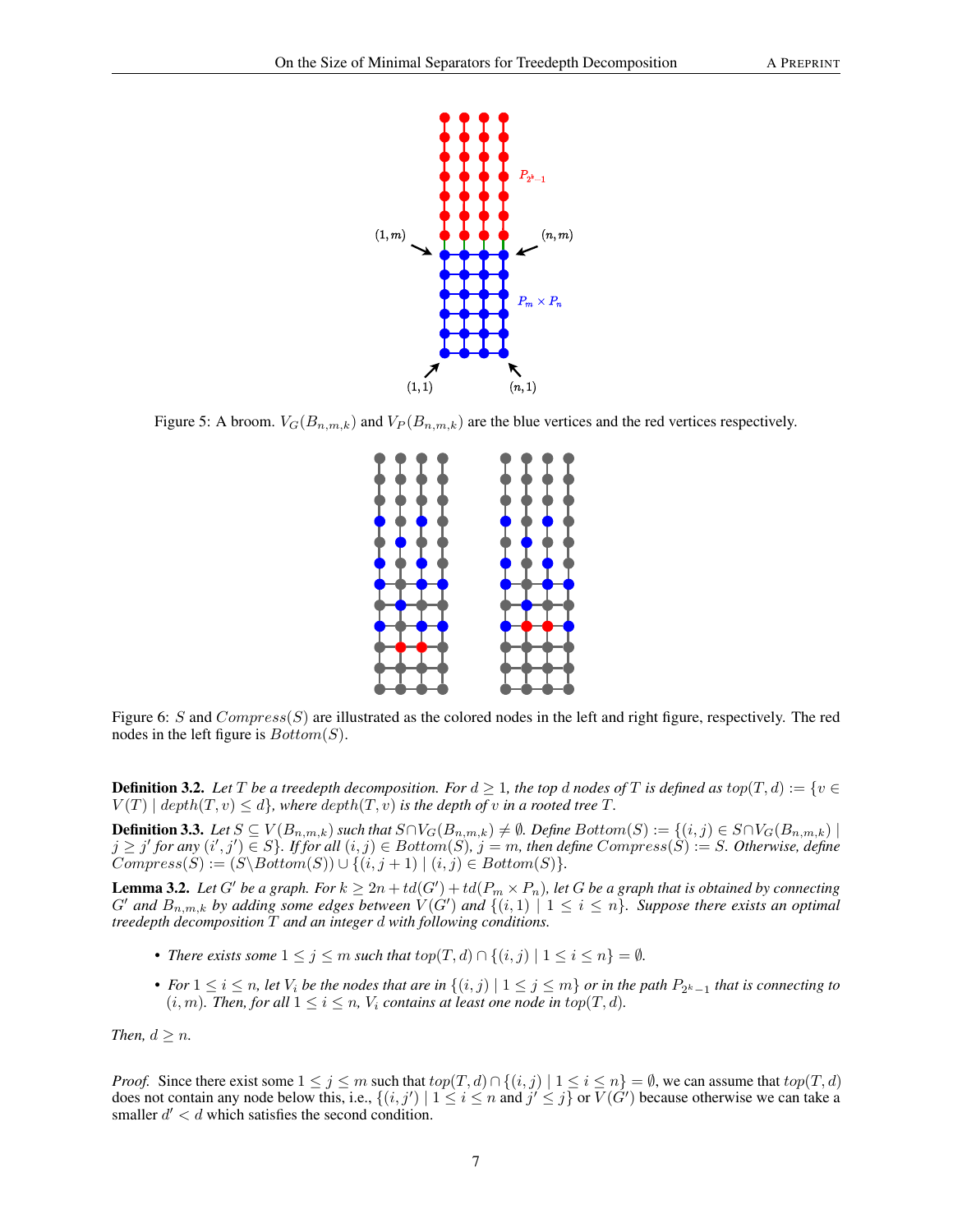Figure 5: A broom. $V_G(B_{n,m,k})$ and $V_P(B_{n,m,k})$ are the blue vertices and the red vertices respectively.

Figure 6: $S$ and $Compress(S)$ are illustrated as the colored nodes in the left and right figure, respectively. The red nodes in the left figure is $Bottom(S)$.

**Definition 3.2.** *Let $T$ be a treedepth decomposition. For $d \geq 1$, the top $d$ nodes of $T$ is defined as $top(T, d) := \{v \in V(T) \mid depth(T, v) \leq d\}$, where $depth(T, v)$ is the depth of $v$ in a rooted tree $T$.*

**Definition 3.3.** *Let $S \subseteq V(B_{n,m,k})$ such that $S \cap V_G(B_{n,m,k}) \neq \emptyset$. Define $Bottom(S) := \{(i, j) \in S \cap V_G(B_{n,m,k}) \mid j \geq j' \text{ for any } (i', j') \in S\}$. If for all $(i, j) \in Bottom(S)$, $j = m$, then define $Compress(S) := S$. Otherwise, define $Compress(S) := (S \setminus Bottom(S)) \cup \{(i, j + 1) \mid (i, j) \in Bottom(S)\}$.*

**Lemma 3.2.** *Let $G'$ be a graph. For $k \geq 2n + td(G') + td(P_m \times P_n)$, let $G$ be a graph that is obtained by connecting $G'$ and $B_{n,m,k}$ by adding some edges between $V(G')$ and $\{(i, 1) \mid 1 \leq i \leq n\}$. Suppose there exists an optimal treedepth decomposition $T$ and an integer $d$ with following conditions.*

- *There exists some $1 \leq j \leq m$ such that $top(T, d) \cap \{(i, j) \mid 1 \leq i \leq n\} = \emptyset$.*
- *For $1 \leq i \leq n$, let $V_i$ be the nodes that are in $\{(i, j) \mid 1 \leq j \leq m\}$ or in the path $P_{2^k-1}$ that is connecting to $(i, m)$. Then, for all $1 \leq i \leq n$, $V_i$ contains at least one node in $top(T, d)$.*

*Then, $d \geq n$.*

*Proof.* Since there exist some $1 \leq j \leq m$ such that $top(T, d) \cap \{(i, j) \mid 1 \leq i \leq n\} = \emptyset$, we can assume that $top(T, d)$ does not contain any node below this, i.e., $\{(i, j') \mid 1 \leq i \leq n \text{ and } j' \leq j\}$ or $V(G')$ because otherwise we can take a smaller $d' < d$ which satisfies the second condition.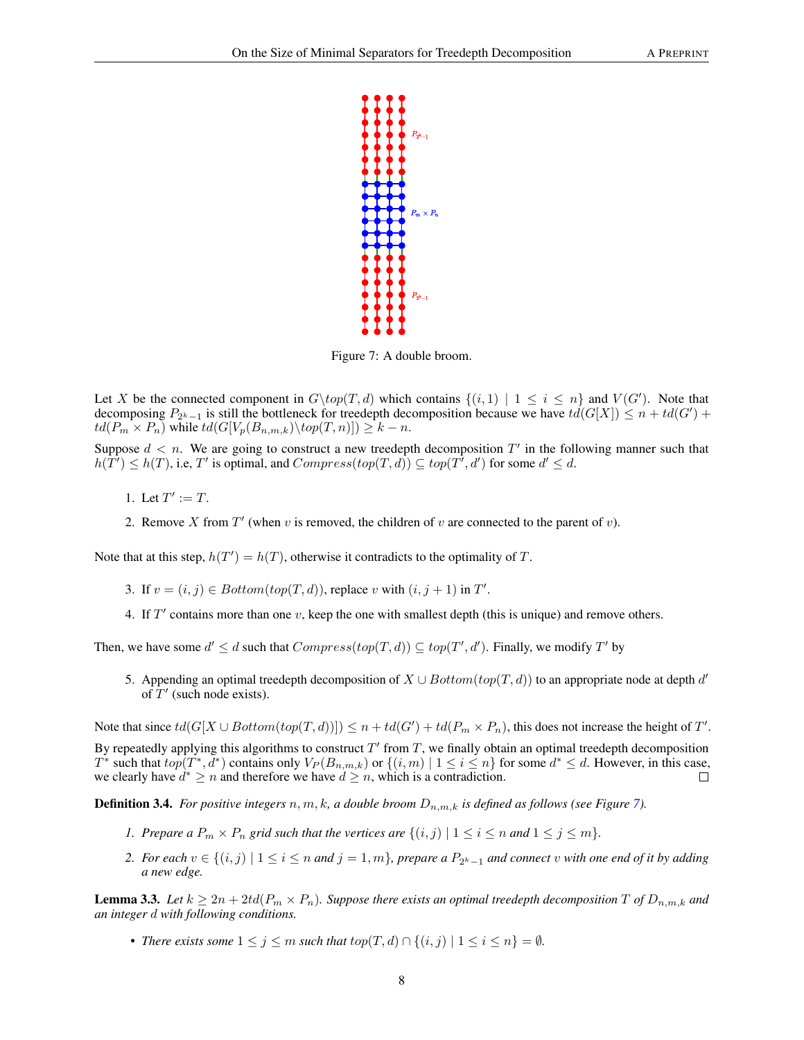Figure 7: A double broom.

Let $X$ be the connected component in $G \backslash top(T, d)$ which contains $\{(i, 1) \mid 1 \leq i \leq n\}$ and $V(G')$. Note that decomposing $P_{2^k-1}$ is still the bottleneck for treedepth decomposition because we have $td(G[X]) \leq n + td(G') + td(P_m \times P_n)$ while $td(G[V_p(B_{n,m,k}) \backslash top(T, n)]) \geq k - n$.

Suppose $d < n$. We are going to construct a new treedepth decomposition $T'$ in the following manner such that $h(T') \leq h(T)$, i.e, $T'$ is optimal, and $Compress(top(T, d)) \subseteq top(T', d')$ for some $d' \leq d$.

1. Let $T' := T$.
2. Remove $X$ from $T'$ (when $v$ is removed, the children of $v$ are connected to the parent of $v$).

Note that at this step, $h(T') = h(T)$, otherwise it contradicts to the optimality of $T$.

3. If $v = (i, j) \in Bottom(top(T, d))$, replace $v$ with $(i, j + 1)$ in $T'$.
4. If $T'$ contains more than one $v$, keep the one with smallest depth (this is unique) and remove others.

Then, we have some $d' \leq d$ such that $Compress(top(T, d)) \subseteq top(T', d')$. Finally, we modify $T'$ by

5. Appending an optimal treedepth decomposition of $X \cup Bottom(top(T, d))$ to an appropriate node at depth $d'$ of $T'$ (such node exists).

Note that since $td(G[X \cup Bottom(top(T, d))]) \leq n + td(G') + td(P_m \times P_n)$, this does not increase the height of $T'$.

By repeatedly applying this algorithms to construct $T'$ from $T$, we finally obtain an optimal treedepth decomposition $T^*$ such that $top(T^*, d^*)$ contains only $V_P(B_{n,m,k})$ or $\{(i, m) \mid 1 \leq i \leq n\}$ for some $d^* \leq d$. However, in this case, we clearly have $d^* \geq n$ and therefore we have $d \geq n$, which is a contradiction. □

**Definition 3.4.** *For positive integers $n, m, k$, a double broom $D_{n,m,k}$ is defined as follows (see Figure 7).*

1. *Prepare a $P_m \times P_n$ grid such that the vertices are $\{(i, j) \mid 1 \leq i \leq n$ and $1 \leq j \leq m\}$.*
2. *For each $v \in \{(i, j) \mid 1 \leq i \leq n$ and $j = 1, m\}$, prepare a $P_{2^k-1}$ and connect $v$ with one end of it by adding a new edge.*

**Lemma 3.3.** *Let $k \geq 2n + 2td(P_m \times P_n)$. Suppose there exists an optimal treedepth decomposition $T$ of $D_{n,m,k}$ and an integer $d$ with following conditions.*

- *There exists some $1 \leq j \leq m$ such that $top(T, d) \cap \{(i, j) \mid 1 \leq i \leq n\} = \emptyset$.*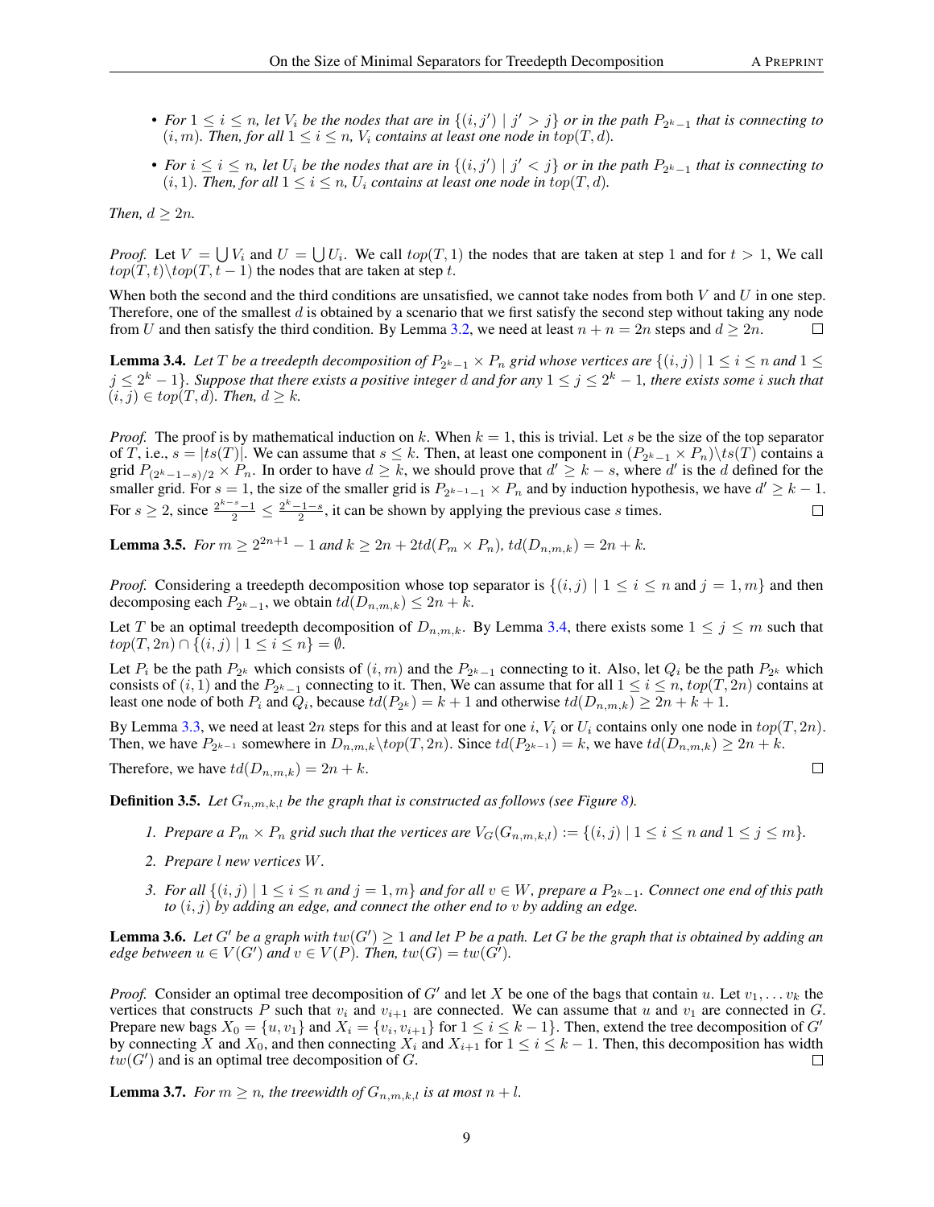- *For $1 \leq i \leq n$, let $V_i$ be the nodes that are in $\{(i, j') \mid j' > j\}$ or in the path $P_{2^k-1}$ that is connecting to $(i, m)$. Then, for all $1 \leq i \leq n$, $V_i$ contains at least one node in $top(T, d)$.*
- *For $i \leq i \leq n$, let $U_i$ be the nodes that are in $\{(i, j') \mid j' < j\}$ or in the path $P_{2^k-1}$ that is connecting to $(i, 1)$. Then, for all $1 \leq i \leq n$, $U_i$ contains at least one node in $top(T, d)$.*

*Then, $d \geq 2n$.*

*Proof.* Let $V = \bigcup V_i$ and $U = \bigcup U_i$. We call $top(T, 1)$ the nodes that are taken at step 1 and for $t > 1$, We call $top(T, t) \backslash top(T, t-1)$ the nodes that are taken at step $t$.

When both the second and the third conditions are unsatisfied, we cannot take nodes from both $V$ and $U$ in one step. Therefore, one of the smallest $d$ is obtained by a scenario that we first satisfy the second step without taking any node from $U$ and then satisfy the third condition. By Lemma 3.2, we need at least $n + n = 2n$ steps and $d \geq 2n$. □

**Lemma 3.4.** *Let $T$ be a treedepth decomposition of $P_{2^k-1} \times P_n$ grid whose vertices are $\{(i, j) \mid 1 \leq i \leq n$ and $1 \leq j \leq 2^k - 1\}$. Suppose that there exists a positive integer $d$ and for any $1 \leq j \leq 2^k - 1$, there exists some $i$ such that $(i, j) \in top(T, d)$. Then, $d \geq k$.*

*Proof.* The proof is by mathematical induction on $k$. When $k = 1$, this is trivial. Let $s$ be the size of the top separator of $T$, i.e., $s = |ts(T)|$. We can assume that $s \leq k$. Then, at least one component in $(P_{2^k-1} \times P_n) \backslash ts(T)$ contains a grid $P_{(2^k-1-s)/2} \times P_n$. In order to have $d \geq k$, we should prove that $d' \geq k - s$, where $d'$ is the $d$ defined for the smaller grid. For $s = 1$, the size of the smaller grid is $P_{2^{k-1}-1} \times P_n$ and by induction hypothesis, we have $d' \geq k - 1$. For $s \geq 2$, since $\frac{2^{k-s}-1}{2} \leq \frac{2^k-1-s}{2}$, it can be shown by applying the previous case $s$ times. □

**Lemma 3.5.** *For $m \geq 2^{2n+1} - 1$ and $k \geq 2n + 2td(P_m \times P_n)$, $td(D_{n,m,k}) = 2n + k$.*

*Proof.* Considering a treedepth decomposition whose top separator is $\{(i, j) \mid 1 \leq i \leq n$ and $j = 1, m\}$ and then decomposing each $P_{2^k-1}$, we obtain $td(D_{n,m,k}) \leq 2n + k$.

Let $T$ be an optimal treedepth decomposition of $D_{n,m,k}$. By Lemma 3.4, there exists some $1 \leq j \leq m$ such that $top(T, 2n) \cap \{(i, j) \mid 1 \leq i \leq n\} = \emptyset$.

Let $P_i$ be the path $P_{2^k}$ which consists of $(i, m)$ and the $P_{2^k-1}$ connecting to it. Also, let $Q_i$ be the path $P_{2^k}$ which consists of $(i, 1)$ and the $P_{2^k-1}$ connecting to it. Then, We can assume that for all $1 \leq i \leq n$, $top(T, 2n)$ contains at least one node of both $P_i$ and $Q_i$, because $td(P_{2^k}) = k + 1$ and otherwise $td(D_{n,m,k}) \geq 2n + k + 1$.

By Lemma 3.3, we need at least $2n$ steps for this and at least for one $i$, $V_i$ or $U_i$ contains only one node in $top(T, 2n)$. Then, we have $P_{2^{k-1}}$ somewhere in $D_{n,m,k} \backslash top(T, 2n)$. Since $td(P_{2^{k-1}}) = k$, we have $td(D_{n,m,k}) \geq 2n + k$.

Therefore, we have $td(D_{n,m,k}) = 2n + k$. □

**Definition 3.5.** *Let $G_{n,m,k,l}$ be the graph that is constructed as follows (see Figure 8).*

1. *Prepare a $P_m \times P_n$ grid such that the vertices are $V_G(G_{n,m,k,l}) := \{(i, j) \mid 1 \leq i \leq n$ and $1 \leq j \leq m\}$.*
2. *Prepare $l$ new vertices $W$.*
3. *For all $\{(i, j) \mid 1 \leq i \leq n$ and $j = 1, m\}$ and for all $v \in W$, prepare a $P_{2^k-1}$. Connect one end of this path to $(i, j)$ by adding an edge, and connect the other end to $v$ by adding an edge.*

**Lemma 3.6.** *Let $G'$ be a graph with $tw(G') \geq 1$ and let $P$ be a path. Let $G$ be the graph that is obtained by adding an edge between $u \in V(G')$ and $v \in V(P)$. Then, $tw(G) = tw(G')$.*

*Proof.* Consider an optimal tree decomposition of $G'$ and let $X$ be one of the bags that contain $u$. Let $v_1, \ldots v_k$ the vertices that constructs $P$ such that $v_i$ and $v_{i+1}$ are connected. We can assume that $u$ and $v_1$ are connected in $G$. Prepare new bags $X_0 = \{u, v_1\}$ and $X_i = \{v_i, v_{i+1}\}$ for $1 \leq i \leq k - 1$. Then, extend the tree decomposition of $G'$ by connecting $X$ and $X_0$, and then connecting $X_i$ and $X_{i+1}$ for $1 \leq i \leq k - 1$. Then, this decomposition has width $tw(G')$ and is an optimal tree decomposition of $G$. □

**Lemma 3.7.** *For $m \geq n$, the treewidth of $G_{n,m,k,l}$ is at most $n + l$.*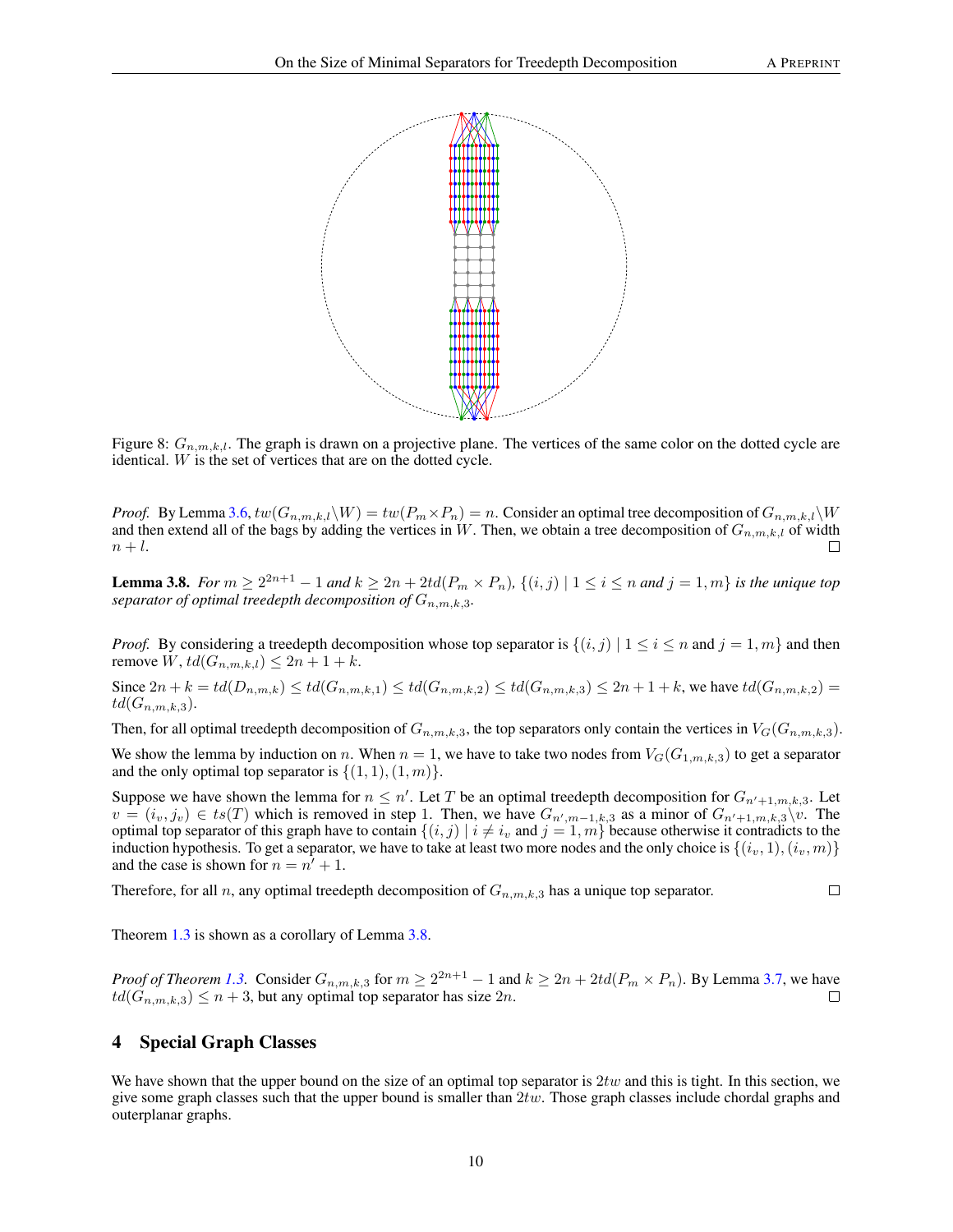Figure 8: $G_{n,m,k,l}$. The graph is drawn on a projective plane. The vertices of the same color on the dotted cycle are identical. $W$ is the set of vertices that are on the dotted cycle.

*Proof.* By Lemma 3.6, $tw(G_{n,m,k,l} \backslash W) = tw(P_m \times P_n) = n$. Consider an optimal tree decomposition of $G_{n,m,k,l} \backslash W$ and then extend all of the bags by adding the vertices in $W$. Then, we obtain a tree decomposition of $G_{n,m,k,l}$ of width $n + l$. □

**Lemma 3.8.** *For $m \geq 2^{2n+1} - 1$ and $k \geq 2n + 2td(P_m \times P_n)$, $\{(i, j) \mid 1 \leq i \leq n$ and $j = 1, m\}$ is the unique top separator of optimal treedepth decomposition of $G_{n,m,k,3}$.*

*Proof.* By considering a treedepth decomposition whose top separator is $\{(i, j) \mid 1 \leq i \leq n$ and $j = 1, m\}$ and then remove $W$, $td(G_{n,m,k,l}) \leq 2n + 1 + k$.

Since $2n + k = td(D_{n,m,k}) \leq td(G_{n,m,k,1}) \leq td(G_{n,m,k,2}) \leq td(G_{n,m,k,3}) \leq 2n + 1 + k$, we have $td(G_{n,m,k,2}) = td(G_{n,m,k,3})$.

Then, for all optimal treedepth decomposition of $G_{n,m,k,3}$, the top separators only contain the vertices in $V_G(G_{n,m,k,3})$.

We show the lemma by induction on $n$. When $n = 1$, we have to take two nodes from $V_G(G_{1,m,k,3})$ to get a separator and the only optimal top separator is $\{(1, 1), (1, m)\}$.

Suppose we have shown the lemma for $n \leq n'$. Let $T$ be an optimal treedepth decomposition for $G_{n'+1,m,k,3}$. Let $v = (i_v, j_v) \in ts(T)$ which is removed in step 1. Then, we have $G_{n',m-1,k,3}$ as a minor of $G_{n'+1,m,k,3} \backslash v$. The optimal top separator of this graph have to contain $\{(i, j) \mid i \neq i_v$ and $j = 1, m\}$ because otherwise it contradicts to the induction hypothesis. To get a separator, we have to take at least two more nodes and the only choice is $\{(i_v, 1), (i_v, m)\}$ and the case is shown for $n = n' + 1$.

Therefore, for all $n$, any optimal treedepth decomposition of $G_{n,m,k,3}$ has a unique top separator. □

Theorem 1.3 is shown as a corollary of Lemma 3.8.

*Proof of Theorem 1.3.* Consider $G_{n,m,k,3}$ for $m \geq 2^{2n+1} - 1$ and $k \geq 2n + 2td(P_m \times P_n)$. By Lemma 3.7, we have $td(G_{n,m,k,3}) \leq n + 3$, but any optimal top separator has size $2n$. □

## 4 Special Graph Classes

We have shown that the upper bound on the size of an optimal top separator is $2tw$ and this is tight. In this section, we give some graph classes such that the upper bound is smaller than $2tw$. Those graph classes include chordal graphs and outerplanar graphs.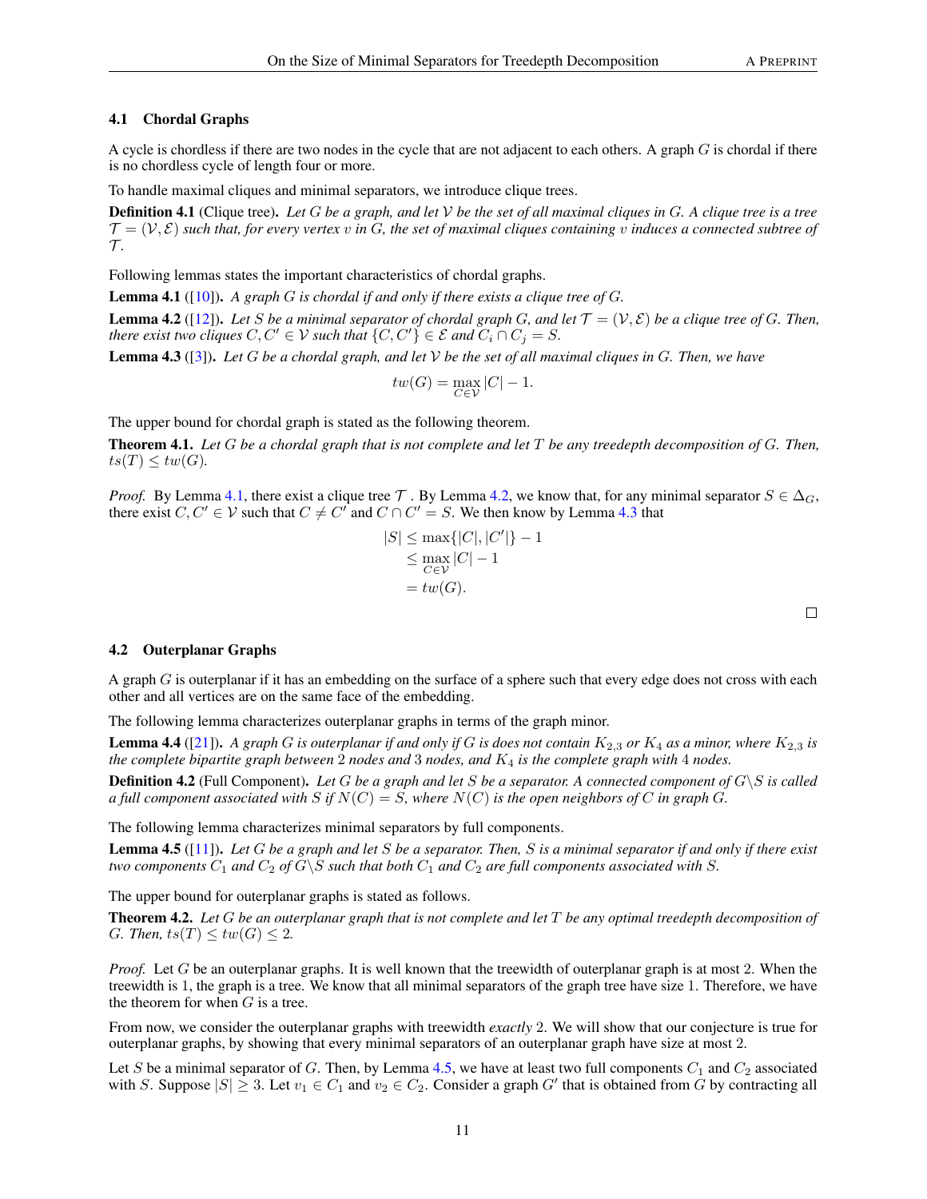### 4.1 Chordal Graphs

A cycle is chordless if there are two nodes in the cycle that are not adjacent to each others. A graph $G$ is chordal if there is no chordless cycle of length four or more.

To handle maximal cliques and minimal separators, we introduce clique trees.

**Definition 4.1** (Clique tree)**.** *Let $G$ be a graph, and let $\mathcal{V}$ be the set of all maximal cliques in $G$. A clique tree is a tree $\mathcal{T} = (\mathcal{V}, \mathcal{E})$ such that, for every vertex $v$ in $G$, the set of maximal cliques containing $v$ induces a connected subtree of $\mathcal{T}$.*

Following lemmas states the important characteristics of chordal graphs.

**Lemma 4.1** ([10])**.** *A graph $G$ is chordal if and only if there exists a clique tree of $G$.*

**Lemma 4.2** ([12])**.** *Let $S$ be a minimal separator of chordal graph $G$, and let $\mathcal{T} = (\mathcal{V}, \mathcal{E})$ be a clique tree of $G$. Then, there exist two cliques $C, C' \in \mathcal{V}$ such that $\{C, C'\} \in \mathcal{E}$ and $C_i \cap C_j = S$.*

**Lemma 4.3** ([3])**.** *Let $G$ be a chordal graph, and let $\mathcal{V}$ be the set of all maximal cliques in $G$. Then, we have*

$$tw(G) = \max_{C \in \mathcal{V}} |C| - 1.$$

The upper bound for chordal graph is stated as the following theorem.

**Theorem 4.1.** *Let $G$ be a chordal graph that is not complete and let $T$ be any treedepth decomposition of $G$. Then, $ts(T) \leq tw(G)$.*

*Proof.* By Lemma 4.1, there exist a clique tree $\mathcal{T}$ . By Lemma 4.2, we know that, for any minimal separator $S \in \Delta_G$, there exist $C, C' \in \mathcal{V}$ such that $C \neq C'$ and $C \cap C' = S$. We then know by Lemma 4.3 that

$$\begin{aligned}
|S| &\leq \max\{|C|, |C'|\} - 1 \\
&\leq \max_{C \in \mathcal{V}} |C| - 1 \\
&= tw(G).
\end{aligned}$$

□

### 4.2 Outerplanar Graphs

A graph $G$ is outerplanar if it has an embedding on the surface of a sphere such that every edge does not cross with each other and all vertices are on the same face of the embedding.

The following lemma characterizes outerplanar graphs in terms of the graph minor.

**Lemma 4.4** ([21])**.** *A graph $G$ is outerplanar if and only if $G$ is does not contain $K_{2,3}$ or $K_4$ as a minor, where $K_{2,3}$ is the complete bipartite graph between 2 nodes and 3 nodes, and $K_4$ is the complete graph with 4 nodes.*

**Definition 4.2** (Full Component)**.** *Let $G$ be a graph and let $S$ be a separator. A connected component of $G \backslash S$ is called a full component associated with $S$ if $N(C) = S$, where $N(C)$ is the open neighbors of $C$ in graph $G$.*

The following lemma characterizes minimal separators by full components.

**Lemma 4.5** ([11])**.** *Let $G$ be a graph and let $S$ be a separator. Then, $S$ is a minimal separator if and only if there exist two components $C_1$ and $C_2$ of $G \backslash S$ such that both $C_1$ and $C_2$ are full components associated with $S$.*

The upper bound for outerplanar graphs is stated as follows.

**Theorem 4.2.** *Let $G$ be an outerplanar graph that is not complete and let $T$ be any optimal treedepth decomposition of $G$. Then, $ts(T) \leq tw(G) \leq 2$.*

*Proof.* Let $G$ be an outerplanar graphs. It is well known that the treewidth of outerplanar graph is at most 2. When the treewidth is 1, the graph is a tree. We know that all minimal separators of the graph tree have size 1. Therefore, we have the theorem for when $G$ is a tree.

From now, we consider the outerplanar graphs with treewidth *exactly* 2. We will show that our conjecture is true for outerplanar graphs, by showing that every minimal separators of an outerplanar graph have size at most 2.

Let $S$ be a minimal separator of $G$. Then, by Lemma 4.5, we have at least two full components $C_1$ and $C_2$ associated with $S$. Suppose $|S| \geq 3$. Let $v_1 \in C_1$ and $v_2 \in C_2$. Consider a graph $G'$ that is obtained from $G$ by contracting all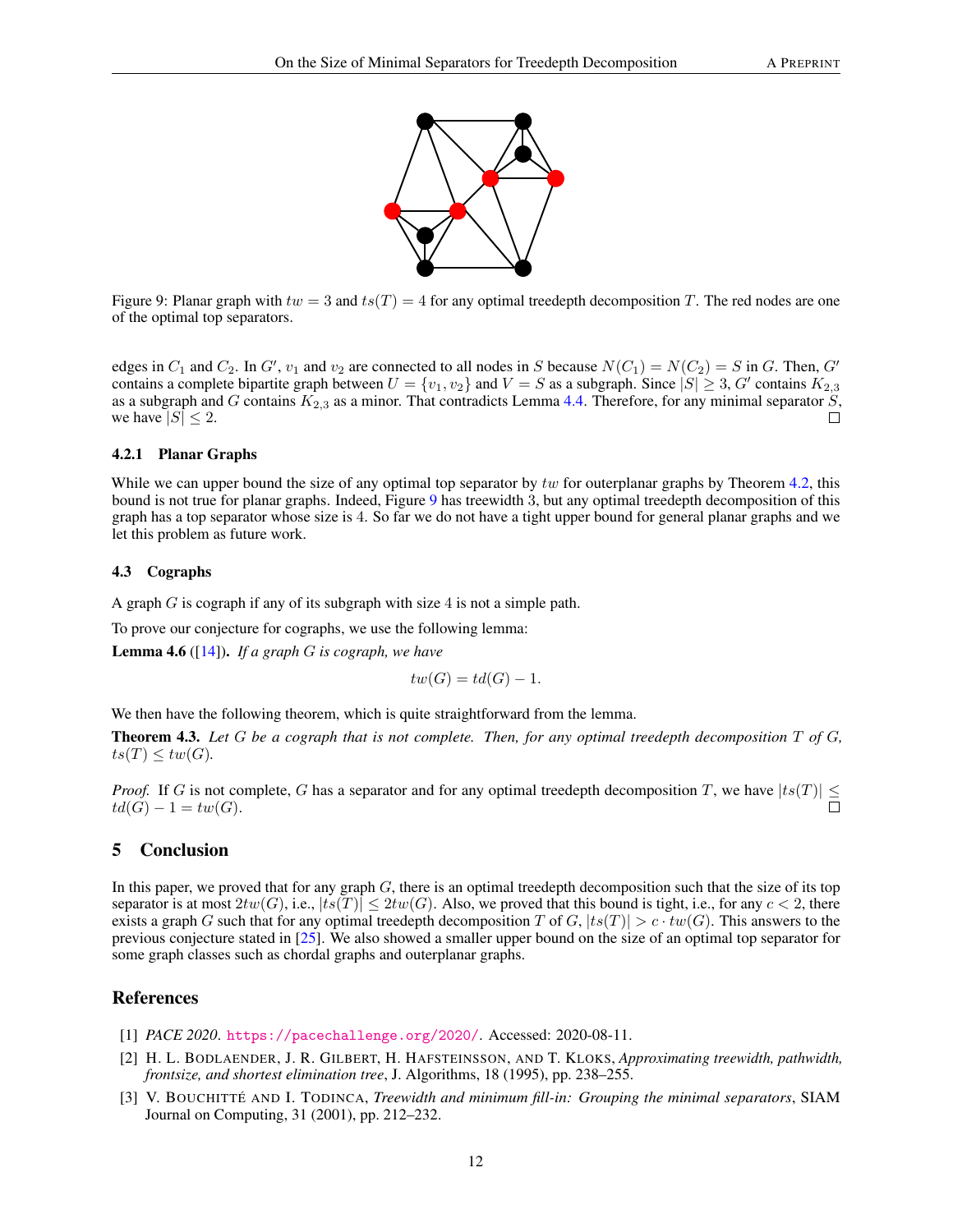Figure 9: Planar graph with $tw = 3$ and $ts(T) = 4$ for any optimal treedepth decomposition $T$. The red nodes are one of the optimal top separators.

edges in $C_1$ and $C_2$. In $G'$, $v_1$ and $v_2$ are connected to all nodes in $S$ because $N(C_1) = N(C_2) = S$ in $G$. Then, $G'$ contains a complete bipartite graph between $U = \{v_1, v_2\}$ and $V = S$ as a subgraph. Since $|S| \geq 3$, $G'$ contains $K_{2,3}$ as a subgraph and $G$ contains $K_{2,3}$ as a minor. That contradicts Lemma 4.4. Therefore, for any minimal separator $S$, we have $|S| \leq 2$. □

#### 4.2.1 Planar Graphs

While we can upper bound the size of any optimal top separator by $tw$ for outerplanar graphs by Theorem 4.2, this bound is not true for planar graphs. Indeed, Figure 9 has treewidth 3, but any optimal treedepth decomposition of this graph has a top separator whose size is 4. So far we do not have a tight upper bound for general planar graphs and we let this problem as future work.

### 4.3 Cographs

A graph $G$ is cograph if any of its subgraph with size 4 is not a simple path.

To prove our conjecture for cographs, we use the following lemma:

**Lemma 4.6** ([14]). *If a graph $G$ is cograph, we have*

$$tw(G) = td(G) - 1.$$

We then have the following theorem, which is quite straightforward from the lemma.

**Theorem 4.3.** *Let $G$ be a cograph that is not complete. Then, for any optimal treedepth decomposition $T$ of $G$, $ts(T) \leq tw(G)$.*

*Proof.* If $G$ is not complete, $G$ has a separator and for any optimal treedepth decomposition $T$, we have $|ts(T)| \leq td(G) - 1 = tw(G)$. □

## 5 Conclusion

In this paper, we proved that for any graph $G$, there is an optimal treedepth decomposition such that the size of its top separator is at most $2tw(G)$, i.e., $|ts(T)| \leq 2tw(G)$. Also, we proved that this bound is tight, i.e., for any $c < 2$, there exists a graph $G$ such that for any optimal treedepth decomposition $T$ of $G$, $|ts(T)| > c \cdot tw(G)$. This answers to the previous conjecture stated in [25]. We also showed a smaller upper bound on the size of an optimal top separator for some graph classes such as chordal graphs and outerplanar graphs.

## References

[1] *PACE 2020*. https://pacechallenge.org/2020/. Accessed: 2020-08-11.

[2] H. L. Bodlaender, J. R. Gilbert, H. Hafsteinsson, and T. Kloks, *Approximating treewidth, pathwidth, frontsize, and shortest elimination tree*, J. Algorithms, 18 (1995), pp. 238–255.

[3] V. Bouchitté and I. Todinca, *Treewidth and minimum fill-in: Grouping the minimal separators*, SIAM Journal on Computing, 31 (2001), pp. 212–232.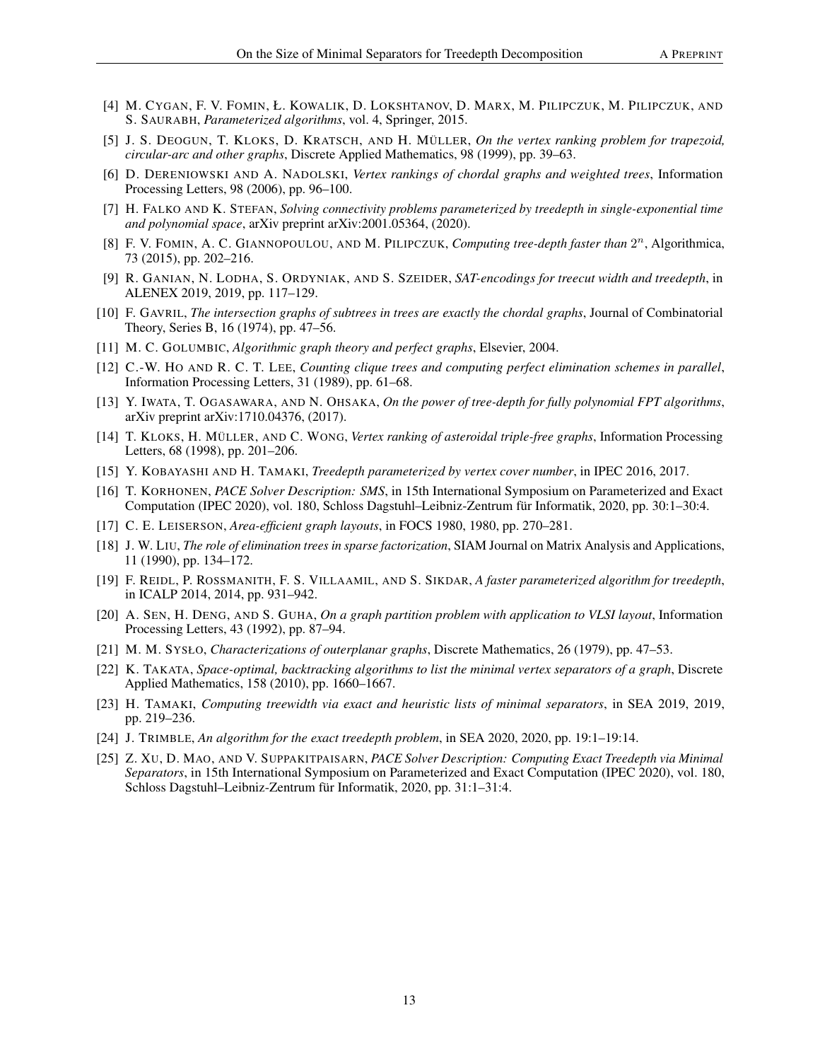[4] M. Cygan, F. V. Fomin, Ł. Kowalik, D. Lokshtanov, D. Marx, M. Pilipczuk, M. Pilipczuk, and S. Saurabh, *Parameterized algorithms*, vol. 4, Springer, 2015.

[5] J. S. Deogun, T. Kloks, D. Kratsch, and H. Müller, *On the vertex ranking problem for trapezoid, circular-arc and other graphs*, Discrete Applied Mathematics, 98 (1999), pp. 39–63.

[6] D. Dereniowski and A. Nadolski, *Vertex rankings of chordal graphs and weighted trees*, Information Processing Letters, 98 (2006), pp. 96–100.

[7] H. Falko and K. Stefan, *Solving connectivity problems parameterized by treedepth in single-exponential time and polynomial space*, arXiv preprint arXiv:2001.05364, (2020).

[8] F. V. Fomin, A. C. Giannopoulou, and M. Pilipczuk, *Computing tree-depth faster than* $2^n$, Algorithmica, 73 (2015), pp. 202–216.

[9] R. Ganian, N. Lodha, S. Ordyniak, and S. Szeider, *SAT-encodings for treecut width and treedepth*, in ALENEX 2019, 2019, pp. 117–129.

[10] F. Gavril, *The intersection graphs of subtrees in trees are exactly the chordal graphs*, Journal of Combinatorial Theory, Series B, 16 (1974), pp. 47–56.

[11] M. C. Golumbic, *Algorithmic graph theory and perfect graphs*, Elsevier, 2004.

[12] C.-W. Ho and R. C. T. Lee, *Counting clique trees and computing perfect elimination schemes in parallel*, Information Processing Letters, 31 (1989), pp. 61–68.

[13] Y. Iwata, T. Ogasawara, and N. Ohsaka, *On the power of tree-depth for fully polynomial FPT algorithms*, arXiv preprint arXiv:1710.04376, (2017).

[14] T. Kloks, H. Müller, and C. Wong, *Vertex ranking of asteroidal triple-free graphs*, Information Processing Letters, 68 (1998), pp. 201–206.

[15] Y. Kobayashi and H. Tamaki, *Treedepth parameterized by vertex cover number*, in IPEC 2016, 2017.

[16] T. Korhonen, *PACE Solver Description: SMS*, in 15th International Symposium on Parameterized and Exact Computation (IPEC 2020), vol. 180, Schloss Dagstuhl–Leibniz-Zentrum für Informatik, 2020, pp. 30:1–30:4.

[17] C. E. Leiserson, *Area-efficient graph layouts*, in FOCS 1980, 1980, pp. 270–281.

[18] J. W. Liu, *The role of elimination trees in sparse factorization*, SIAM Journal on Matrix Analysis and Applications, 11 (1990), pp. 134–172.

[19] F. Reidl, P. Rossmanith, F. S. Villaamil, and S. Sikdar, *A faster parameterized algorithm for treedepth*, in ICALP 2014, 2014, pp. 931–942.

[20] A. Sen, H. Deng, and S. Guha, *On a graph partition problem with application to VLSI layout*, Information Processing Letters, 43 (1992), pp. 87–94.

[21] M. M. Sysło, *Characterizations of outerplanar graphs*, Discrete Mathematics, 26 (1979), pp. 47–53.

[22] K. Takata, *Space-optimal, backtracking algorithms to list the minimal vertex separators of a graph*, Discrete Applied Mathematics, 158 (2010), pp. 1660–1667.

[23] H. Tamaki, *Computing treewidth via exact and heuristic lists of minimal separators*, in SEA 2019, 2019, pp. 219–236.

[24] J. Trimble, *An algorithm for the exact treedepth problem*, in SEA 2020, 2020, pp. 19:1–19:14.

[25] Z. Xu, D. Mao, and V. Suppakitpaisarn, *PACE Solver Description: Computing Exact Treedepth via Minimal Separators*, in 15th International Symposium on Parameterized and Exact Computation (IPEC 2020), vol. 180, Schloss Dagstuhl–Leibniz-Zentrum für Informatik, 2020, pp. 31:1–31:4.